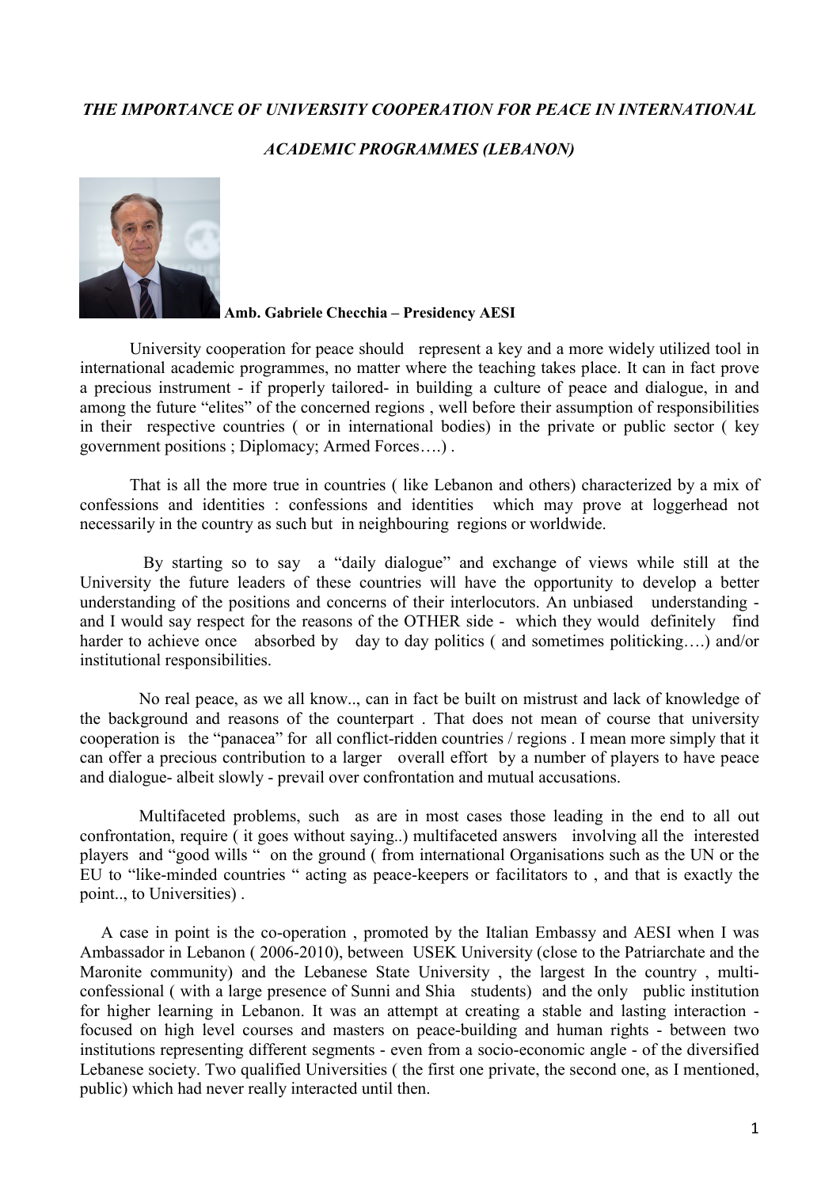# *THE IMPORTANCE OF UNIVERSITY COOPERATION FOR PEACE IN INTERNATIONAL ACADEMIC PROGRAMMES (LEBANON)*

**Amb. Gabriele Checchia – Presidency AESI**

University cooperation for peace should represent a key and a more widely utilized tool in international academic programmes, no matter where the teaching takes place. It can in fact prove a precious instrument - if properly tailored- in building a culture of peace and dialogue, in and among the future "elites" of the concerned regions , well before their assumption of responsibilities in their respective countries ( or in international bodies) in the private or public sector ( key government positions ; Diplomacy; Armed Forces….) .

That is all the more true in countries ( like Lebanon and others) characterized by a mix of confessions and identities : confessions and identities which may prove at loggerhead not necessarily in the country as such but in neighbouring regions or worldwide.

By starting so to say a "daily dialogue" and exchange of views while still at the University the future leaders of these countries will have the opportunity to develop a better understanding of the positions and concerns of their interlocutors. An unbiased understanding - and I would say respect for the reasons of the OTHER side - which they would definitely find harder to achieve once absorbed by day to day politics ( and sometimes politicking….) and/or institutional responsibilities.

No real peace, as we all know.., can in fact be built on mistrust and lack of knowledge of the background and reasons of the counterpart . That does not mean of course that university cooperation is the "panacea" for all conflict-ridden countries / regions . I mean more simply that it can offer a precious contribution to a larger overall effort by a number of players to have peace and dialogue- albeit slowly - prevail over confrontation and mutual accusations.

Multifaceted problems, such as are in most cases those leading in the end to all out confrontation, require ( it goes without saying..) multifaceted answers involving all the interested players and "good wills " on the ground ( from international Organisations such as the UN or the EU to "like-minded countries " acting as peace-keepers or facilitators to , and that is exactly the point.., to Universities) .

A case in point is the co-operation , promoted by the Italian Embassy and AESI when I was Ambassador in Lebanon ( 2006-2010), between USEK University (close to the Patriarchate and the Maronite community) and the Lebanese State University , the largest In the country , multi-confessional ( with a large presence of Sunni and Shia students) and the only public institution for higher learning in Lebanon. It was an attempt at creating a stable and lasting interaction - focused on high level courses and masters on peace-building and human rights - between two institutions representing different segments - even from a socio-economic angle - of the diversified Lebanese society. Two qualified Universities ( the first one private, the second one, as I mentioned, public) which had never really interacted until then.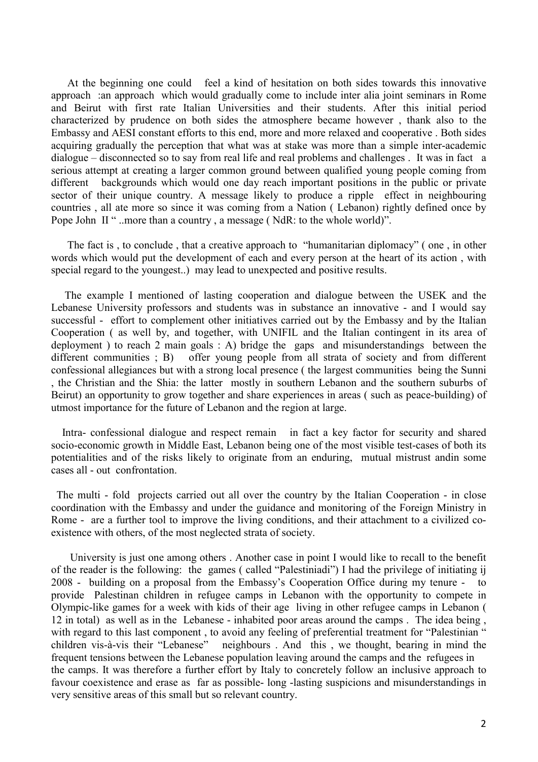At the beginning one could feel a kind of hesitation on both sides towards this innovative approach :an approach which would gradually come to include inter alia joint seminars in Rome and Beirut with first rate Italian Universities and their students. After this initial period characterized by prudence on both sides the atmosphere became however , thank also to the Embassy and AESI constant efforts to this end, more and more relaxed and cooperative . Both sides acquiring gradually the perception that what was at stake was more than a simple inter-academic dialogue – disconnected so to say from real life and real problems and challenges . It was in fact a serious attempt at creating a larger common ground between qualified young people coming from different backgrounds which would one day reach important positions in the public or private sector of their unique country. A message likely to produce a ripple effect in neighbouring countries , all ate more so since it was coming from a Nation ( Lebanon) rightly defined once by Pope John II " ..more than a country , a message ( NdR: to the whole world)".

The fact is , to conclude , that a creative approach to "humanitarian diplomacy" ( one , in other words which would put the development of each and every person at the heart of its action , with special regard to the youngest..) may lead to unexpected and positive results.

The example I mentioned of lasting cooperation and dialogue between the USEK and the Lebanese University professors and students was in substance an innovative - and I would say successful - effort to complement other initiatives carried out by the Embassy and by the Italian Cooperation ( as well by, and together, with UNIFIL and the Italian contingent in its area of deployment ) to reach 2 main goals : A) bridge the gaps and misunderstandings between the different communities ; B) offer young people from all strata of society and from different confessional allegiances but with a strong local presence ( the largest communities being the Sunni , the Christian and the Shia: the latter mostly in southern Lebanon and the southern suburbs of Beirut) an opportunity to grow together and share experiences in areas ( such as peace-building) of utmost importance for the future of Lebanon and the region at large.

Intra- confessional dialogue and respect remain in fact a key factor for security and shared socio-economic growth in Middle East, Lebanon being one of the most visible test-cases of both its potentialities and of the risks likely to originate from an enduring, mutual mistrust andin some cases all - out confrontation.

The multi - fold projects carried out all over the country by the Italian Cooperation - in close coordination with the Embassy and under the guidance and monitoring of the Foreign Ministry in Rome - are a further tool to improve the living conditions, and their attachment to a civilized co-existence with others, of the most neglected strata of society.

University is just one among others . Another case in point I would like to recall to the benefit of the reader is the following: the games ( called "Palestiniadi") I had the privilege of initiating ij 2008 - building on a proposal from the Embassy's Cooperation Office during my tenure - to provide Palestinan children in refugee camps in Lebanon with the opportunity to compete in Olympic-like games for a week with kids of their age living in other refugee camps in Lebanon ( 12 in total) as well as in the Lebanese - inhabited poor areas around the camps . The idea being , with regard to this last component , to avoid any feeling of preferential treatment for "Palestinian " children vis-à-vis their "Lebanese" neighbours . And this , we thought, bearing in mind the frequent tensions between the Lebanese population leaving around the camps and the refugees in the camps. It was therefore a further effort by Italy to concretely follow an inclusive approach to favour coexistence and erase as far as possible- long -lasting suspicions and misunderstandings in very sensitive areas of this small but so relevant country.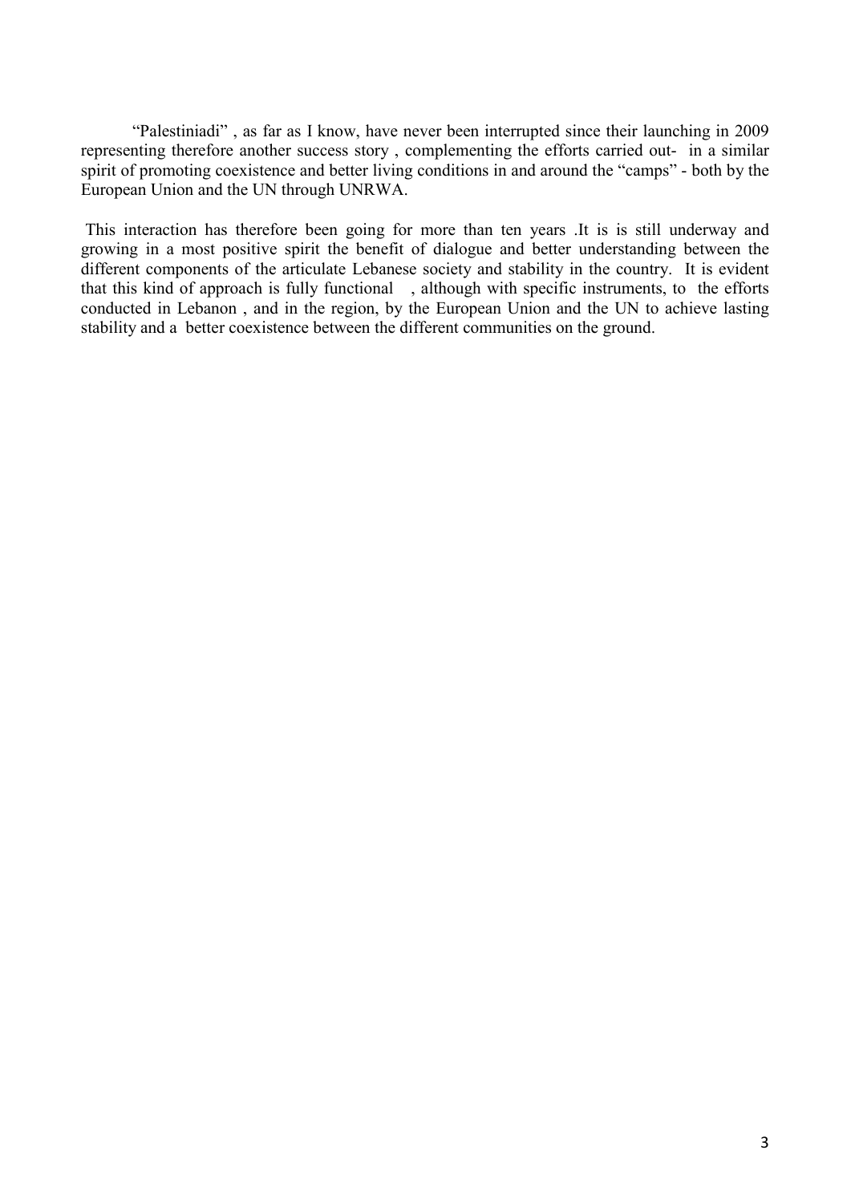"Palestiniadi" , as far as I know, have never been interrupted since their launching in 2009 representing therefore another success story , complementing the efforts carried out- in a similar spirit of promoting coexistence and better living conditions in and around the "camps" - both by the European Union and the UN through UNRWA.

This interaction has therefore been going for more than ten years .It is is still underway and growing in a most positive spirit the benefit of dialogue and better understanding between the different components of the articulate Lebanese society and stability in the country. It is evident that this kind of approach is fully functional , although with specific instruments, to the efforts conducted in Lebanon , and in the region, by the European Union and the UN to achieve lasting stability and a better coexistence between the different communities on the ground.